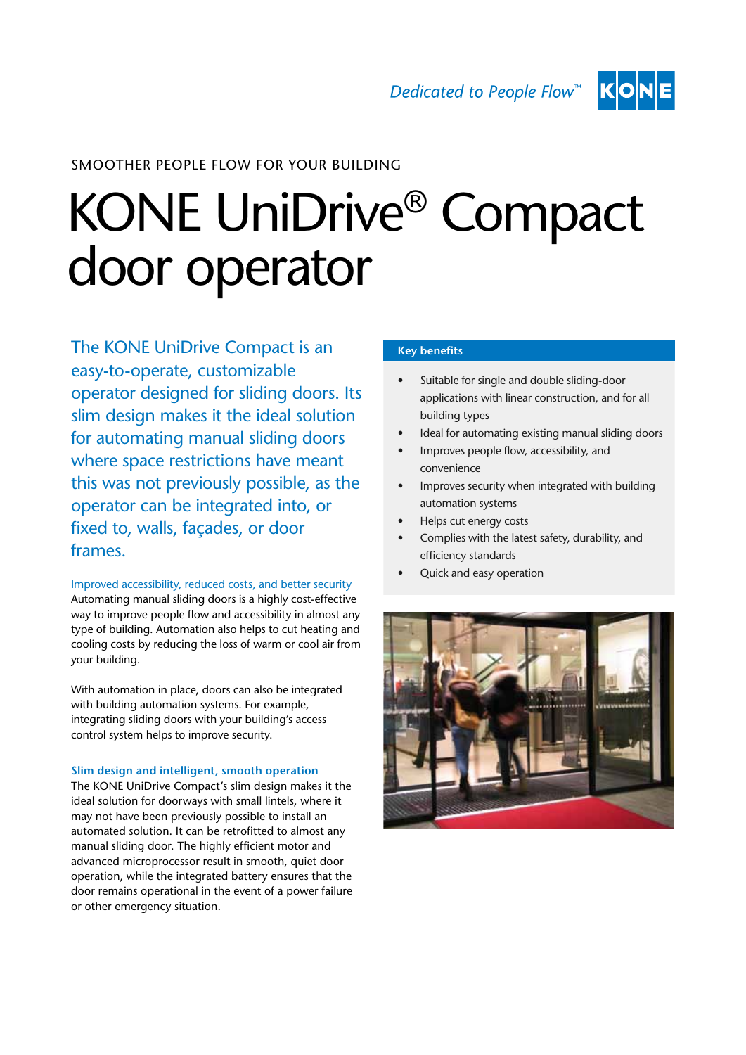Dedicated to People Flow™

KONE

SMOOTHER PEOPLE FLOW FOR YOUR BUILDING

# KONE UniDrive® Compact door operator

The KONE UniDrive Compact is an easy-to-operate, customizable operator designed for sliding doors. Its slim design makes it the ideal solution for automating manual sliding doors where space restrictions have meant this was not previously possible, as the operator can be integrated into, or fixed to, walls, façades, or door frames.

### Improved accessibility, reduced costs, and better security

Automating manual sliding doors is a highly cost-effective way to improve people flow and accessibility in almost any type of building. Automation also helps to cut heating and cooling costs by reducing the loss of warm or cool air from your building.

With automation in place, doors can also be integrated with building automation systems. For example, integrating sliding doors with your building's access control system helps to improve security.

### Slim design and intelligent, smooth operation

The KONE UniDrive Compact's slim design makes it the ideal solution for doorways with small lintels, where it may not have been previously possible to install an automated solution. It can be retrofitted to almost any manual sliding door. The highly efficient motor and advanced microprocessor result in smooth, quiet door operation, while the integrated battery ensures that the door remains operational in the event of a power failure or other emergency situation.

### Key benefits

- Suitable for single and double sliding-door applications with linear construction, and for all building types
- Ideal for automating existing manual sliding doors
- Improves people flow, accessibility, and convenience
- Improves security when integrated with building automation systems
- Helps cut energy costs
- Complies with the latest safety, durability, and efficiency standards
- Quick and easy operation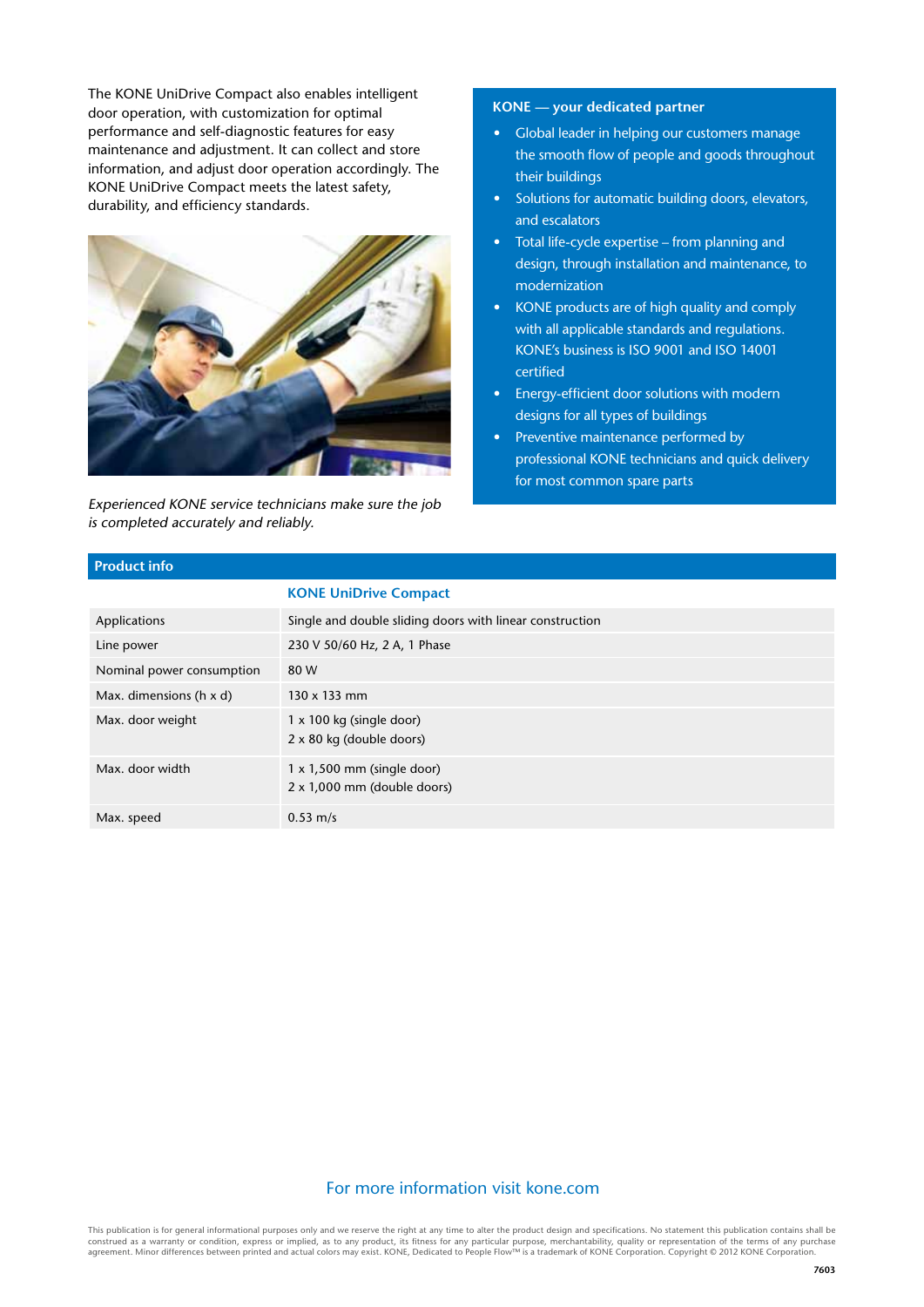The KONE UniDrive Compact also enables intelligent door operation, with customization for optimal performance and self-diagnostic features for easy maintenance and adjustment. It can collect and store information, and adjust door operation accordingly. The KONE UniDrive Compact meets the latest safety, durability, and efficiency standards.

*Experienced KONE service technicians make sure the job is completed accurately and reliably.*

### KONE — your dedicated partner

- Global leader in helping our customers manage the smooth flow of people and goods throughout their buildings
- Solutions for automatic building doors, elevators, and escalators
- Total life-cycle expertise – from planning and design, through installation and maintenance, to modernization
- KONE products are of high quality and comply with all applicable standards and regulations. KONE's business is ISO 9001 and ISO 14001 certified
- Energy-efficient door solutions with modern designs for all types of buildings
- Preventive maintenance performed by professional KONE technicians and quick delivery for most common spare parts

## Product info

| | KONE UniDrive Compact |
|---|---|
| Applications | Single and double sliding doors with linear construction |
| Line power | 230 V 50/60 Hz, 2 A, 1 Phase |
| Nominal power consumption | 80 W |
| Max. dimensions (h x d) | 130 x 133 mm |
| Max. door weight | 1 x 100 kg (single door)<br>2 x 80 kg (double doors) |
| Max. door width | 1 x 1,500 mm (single door)<br>2 x 1,000 mm (double doors) |
| Max. speed | 0.53 m/s |

For more information visit kone.com

This publication is for general informational purposes only and we reserve the right at any time to alter the product design and specifications. No statement this publication contains shall be construed as a warranty or condition, express or implied, as to any product, its fitness for any particular purpose, merchantability, quality or representation of the terms of any purchase agreement. Minor differences between printed and actual colors may exist. KONE, Dedicated to People Flow™ is a trademark of KONE Corporation. Copyright © 2012 KONE Corporation.

7603